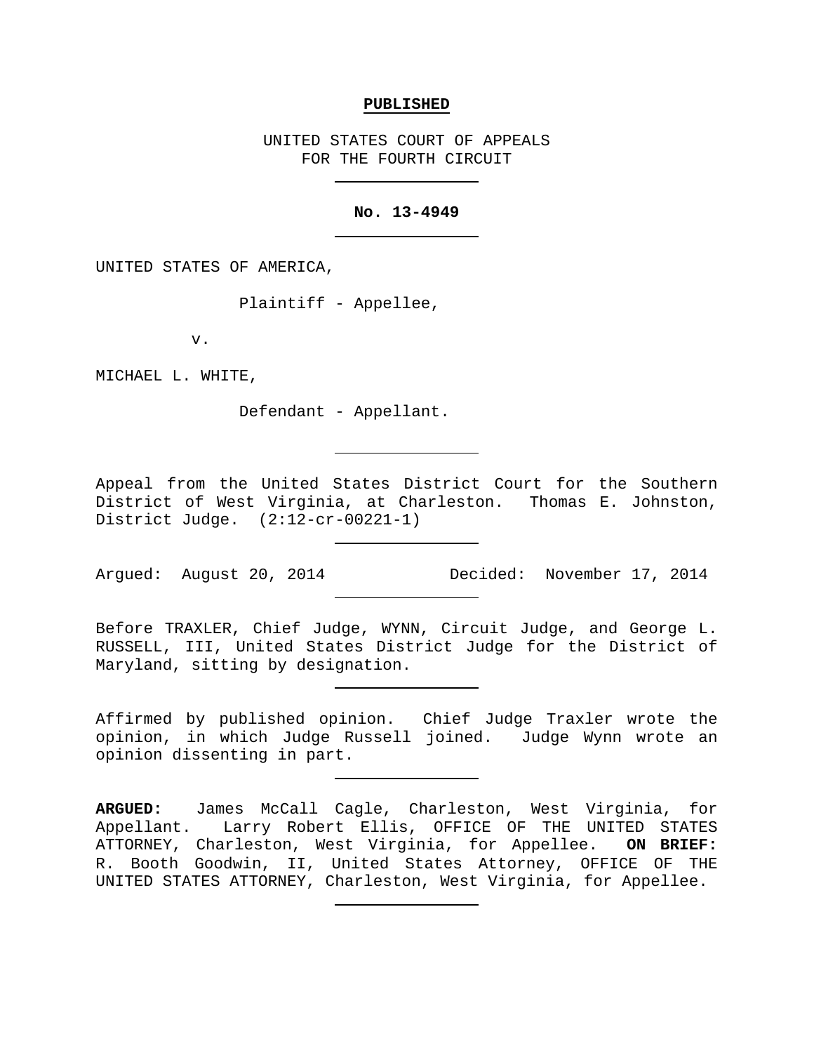**PUBLISHED**

UNITED STATES COURT OF APPEALS
FOR THE FOURTH CIRCUIT

---

**No. 13-4949**

---

UNITED STATES OF AMERICA,

Plaintiff - Appellee,

v.

MICHAEL L. WHITE,

Defendant - Appellant.

---

Appeal from the United States District Court for the Southern District of West Virginia, at Charleston. Thomas E. Johnston, District Judge. (2:12-cr-00221-1)

---

Argued: August 20, 2014 Decided: November 17, 2014

---

Before TRAXLER, Chief Judge, WYNN, Circuit Judge, and George L. RUSSELL, III, United States District Judge for the District of Maryland, sitting by designation.

---

Affirmed by published opinion. Chief Judge Traxler wrote the opinion, in which Judge Russell joined. Judge Wynn wrote an opinion dissenting in part.

---

**ARGUED:** James McCall Cagle, Charleston, West Virginia, for Appellant. Larry Robert Ellis, OFFICE OF THE UNITED STATES ATTORNEY, Charleston, West Virginia, for Appellee. **ON BRIEF:** R. Booth Goodwin, II, United States Attorney, OFFICE OF THE UNITED STATES ATTORNEY, Charleston, West Virginia, for Appellee.

---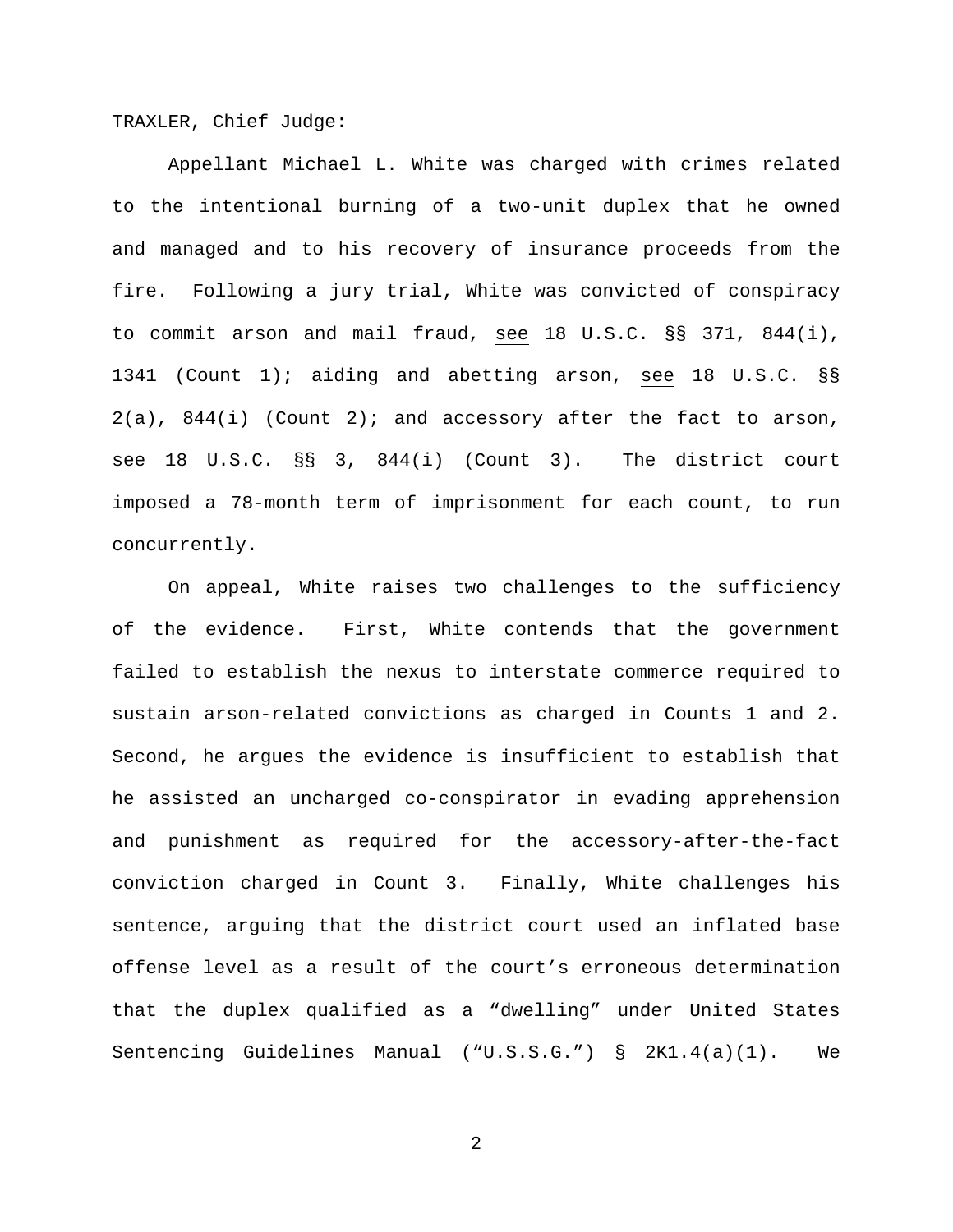TRAXLER, Chief Judge:

Appellant Michael L. White was charged with crimes related to the intentional burning of a two-unit duplex that he owned and managed and to his recovery of insurance proceeds from the fire. Following a jury trial, White was convicted of conspiracy to commit arson and mail fraud, see 18 U.S.C. §§ 371, 844(i), 1341 (Count 1); aiding and abetting arson, see 18 U.S.C. §§ 2(a), 844(i) (Count 2); and accessory after the fact to arson, see 18 U.S.C. §§ 3, 844(i) (Count 3). The district court imposed a 78-month term of imprisonment for each count, to run concurrently.

On appeal, White raises two challenges to the sufficiency of the evidence. First, White contends that the government failed to establish the nexus to interstate commerce required to sustain arson-related convictions as charged in Counts 1 and 2. Second, he argues the evidence is insufficient to establish that he assisted an uncharged co-conspirator in evading apprehension and punishment as required for the accessory-after-the-fact conviction charged in Count 3. Finally, White challenges his sentence, arguing that the district court used an inflated base offense level as a result of the court's erroneous determination that the duplex qualified as a "dwelling" under United States Sentencing Guidelines Manual ("U.S.S.G.") § 2K1.4(a)(1). We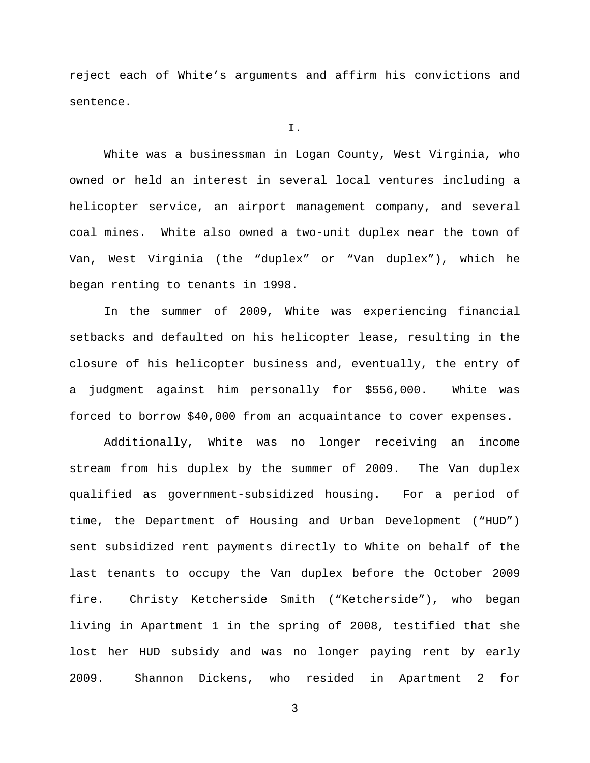reject each of White's arguments and affirm his convictions and sentence.

I.

White was a businessman in Logan County, West Virginia, who owned or held an interest in several local ventures including a helicopter service, an airport management company, and several coal mines. White also owned a two-unit duplex near the town of Van, West Virginia (the "duplex" or "Van duplex"), which he began renting to tenants in 1998.

In the summer of 2009, White was experiencing financial setbacks and defaulted on his helicopter lease, resulting in the closure of his helicopter business and, eventually, the entry of a judgment against him personally for $556,000. White was forced to borrow $40,000 from an acquaintance to cover expenses.

Additionally, White was no longer receiving an income stream from his duplex by the summer of 2009. The Van duplex qualified as government-subsidized housing. For a period of time, the Department of Housing and Urban Development ("HUD") sent subsidized rent payments directly to White on behalf of the last tenants to occupy the Van duplex before the October 2009 fire. Christy Ketcherside Smith ("Ketcherside"), who began living in Apartment 1 in the spring of 2008, testified that she lost her HUD subsidy and was no longer paying rent by early 2009. Shannon Dickens, who resided in Apartment 2 for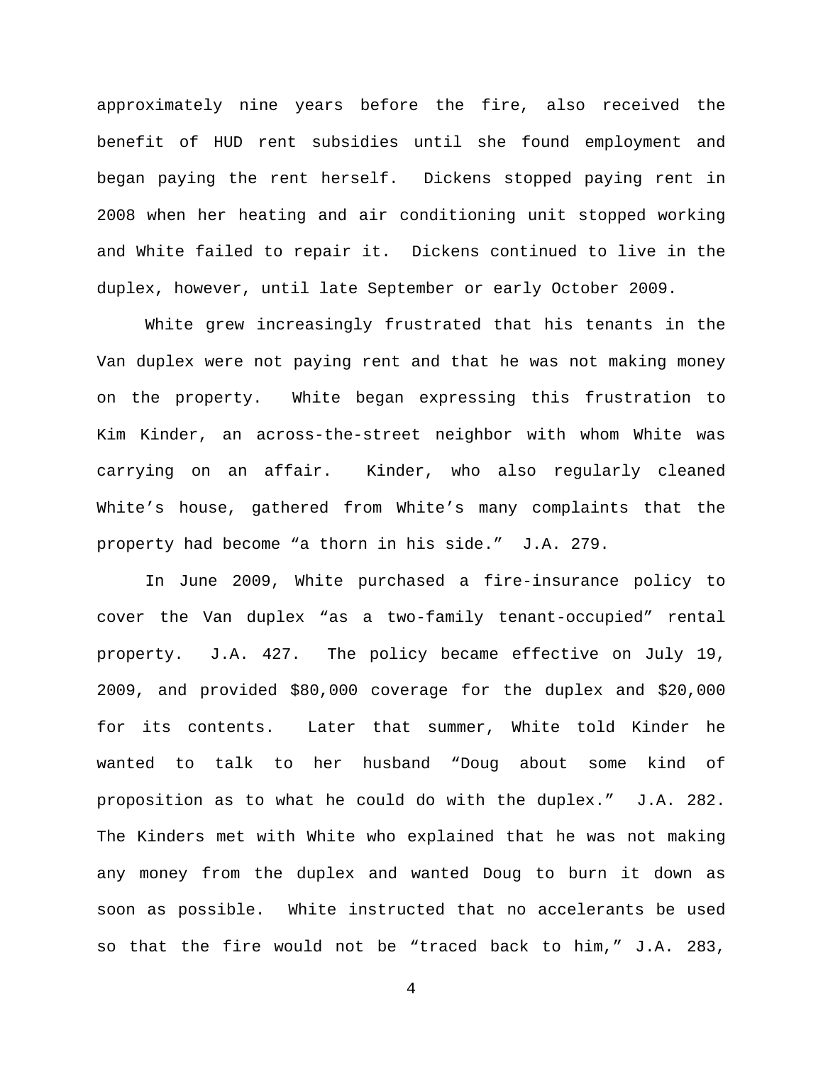approximately nine years before the fire, also received the benefit of HUD rent subsidies until she found employment and began paying the rent herself. Dickens stopped paying rent in 2008 when her heating and air conditioning unit stopped working and White failed to repair it. Dickens continued to live in the duplex, however, until late September or early October 2009.

White grew increasingly frustrated that his tenants in the Van duplex were not paying rent and that he was not making money on the property. White began expressing this frustration to Kim Kinder, an across-the-street neighbor with whom White was carrying on an affair. Kinder, who also regularly cleaned White's house, gathered from White's many complaints that the property had become "a thorn in his side." J.A. 279.

In June 2009, White purchased a fire-insurance policy to cover the Van duplex "as a two-family tenant-occupied" rental property. J.A. 427. The policy became effective on July 19, 2009, and provided $80,000 coverage for the duplex and $20,000 for its contents. Later that summer, White told Kinder he wanted to talk to her husband "Doug about some kind of proposition as to what he could do with the duplex." J.A. 282. The Kinders met with White who explained that he was not making any money from the duplex and wanted Doug to burn it down as soon as possible. White instructed that no accelerants be used so that the fire would not be "traced back to him," J.A. 283,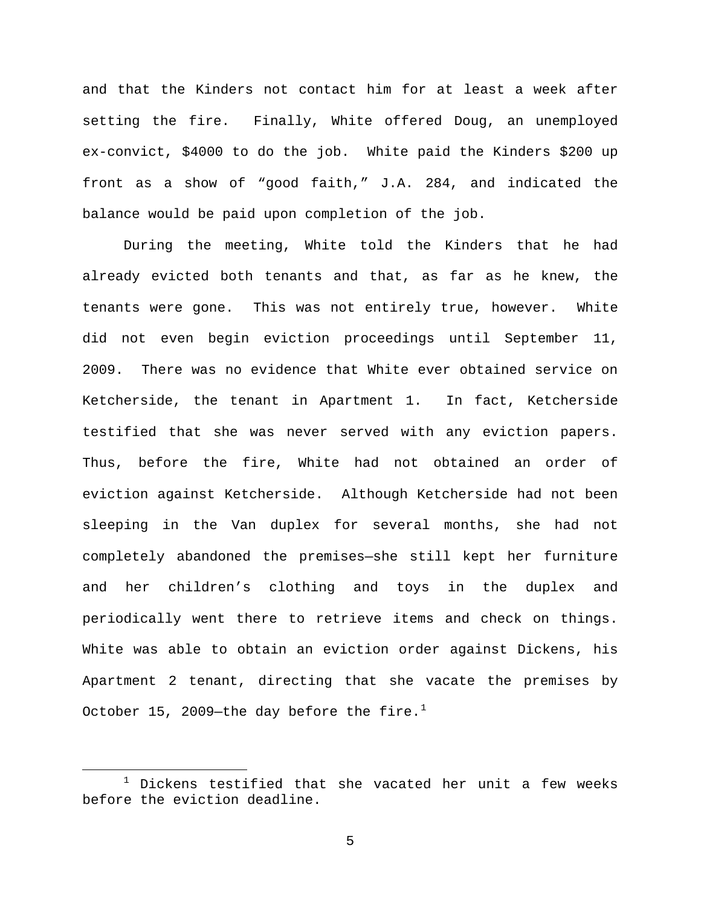and that the Kinders not contact him for at least a week after setting the fire. Finally, White offered Doug, an unemployed ex-convict, $4000 to do the job. White paid the Kinders $200 up front as a show of "good faith," J.A. 284, and indicated the balance would be paid upon completion of the job.

During the meeting, White told the Kinders that he had already evicted both tenants and that, as far as he knew, the tenants were gone. This was not entirely true, however. White did not even begin eviction proceedings until September 11, 2009. There was no evidence that White ever obtained service on Ketcherside, the tenant in Apartment 1. In fact, Ketcherside testified that she was never served with any eviction papers. Thus, before the fire, White had not obtained an order of eviction against Ketcherside. Although Ketcherside had not been sleeping in the Van duplex for several months, she had not completely abandoned the premises—she still kept her furniture and her children's clothing and toys in the duplex and periodically went there to retrieve items and check on things. White was able to obtain an eviction order against Dickens, his Apartment 2 tenant, directing that she vacate the premises by October 15, 2009—the day before the fire.[1]

[1] Dickens testified that she vacated her unit a few weeks before the eviction deadline.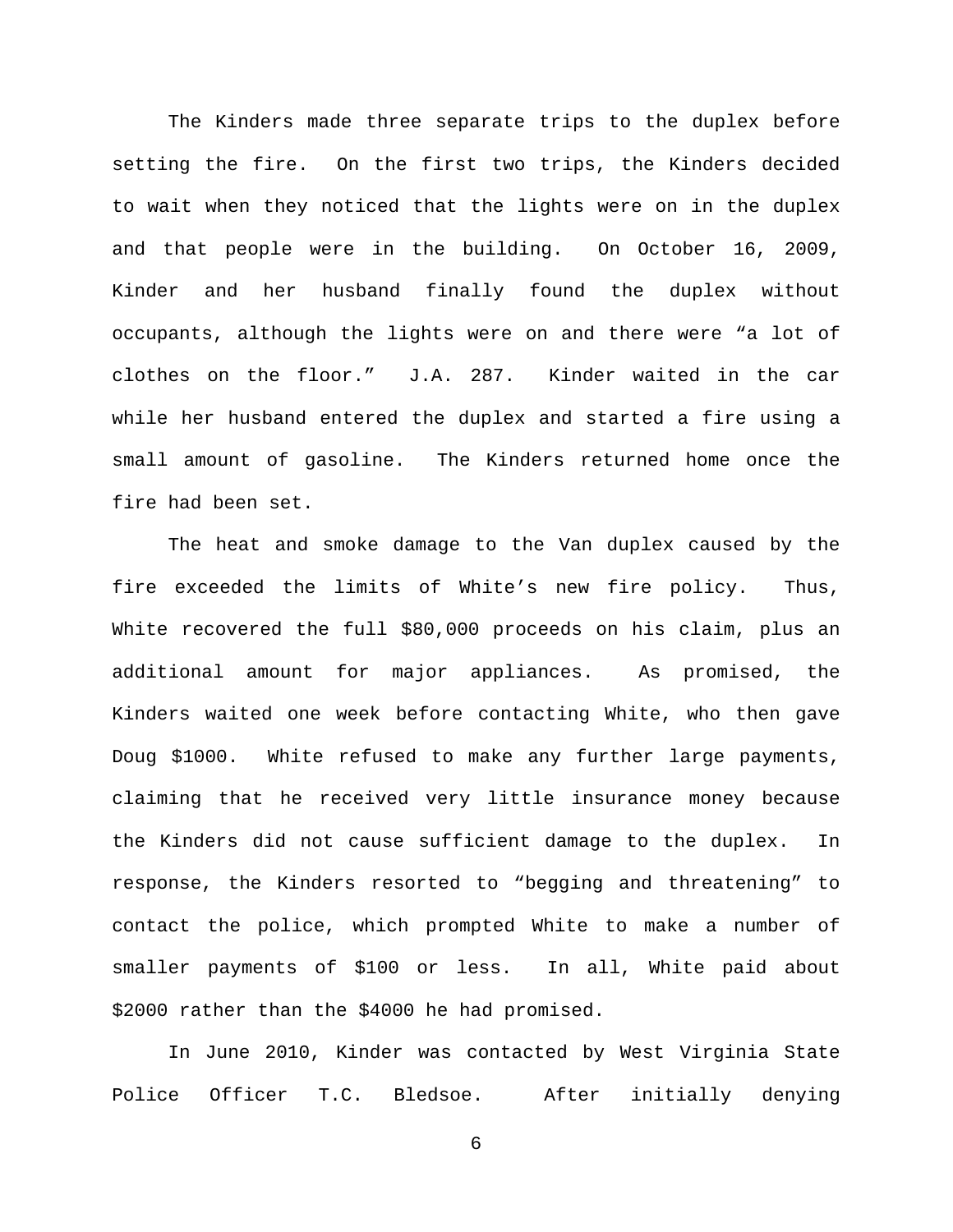The Kinders made three separate trips to the duplex before setting the fire. On the first two trips, the Kinders decided to wait when they noticed that the lights were on in the duplex and that people were in the building. On October 16, 2009, Kinder and her husband finally found the duplex without occupants, although the lights were on and there were "a lot of clothes on the floor." J.A. 287. Kinder waited in the car while her husband entered the duplex and started a fire using a small amount of gasoline. The Kinders returned home once the fire had been set.

The heat and smoke damage to the Van duplex caused by the fire exceeded the limits of White's new fire policy. Thus, White recovered the full $80,000 proceeds on his claim, plus an additional amount for major appliances. As promised, the Kinders waited one week before contacting White, who then gave Doug $1000. White refused to make any further large payments, claiming that he received very little insurance money because the Kinders did not cause sufficient damage to the duplex. In response, the Kinders resorted to "begging and threatening" to contact the police, which prompted White to make a number of smaller payments of $100 or less. In all, White paid about $2000 rather than the $4000 he had promised.

In June 2010, Kinder was contacted by West Virginia State Police Officer T.C. Bledsoe. After initially denying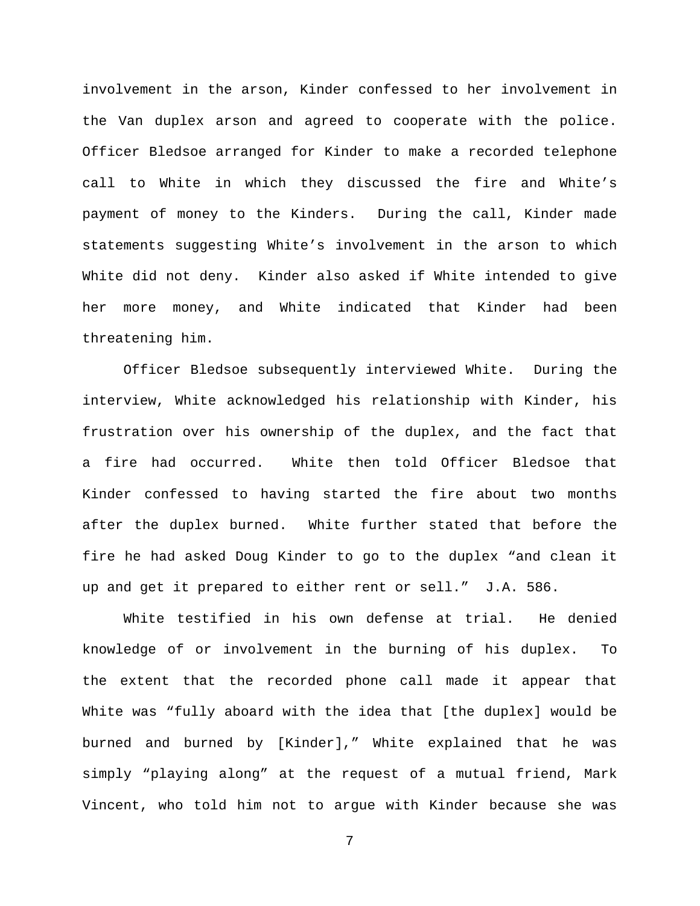involvement in the arson, Kinder confessed to her involvement in the Van duplex arson and agreed to cooperate with the police. Officer Bledsoe arranged for Kinder to make a recorded telephone call to White in which they discussed the fire and White's payment of money to the Kinders. During the call, Kinder made statements suggesting White's involvement in the arson to which White did not deny. Kinder also asked if White intended to give her more money, and White indicated that Kinder had been threatening him.

Officer Bledsoe subsequently interviewed White. During the interview, White acknowledged his relationship with Kinder, his frustration over his ownership of the duplex, and the fact that a fire had occurred. White then told Officer Bledsoe that Kinder confessed to having started the fire about two months after the duplex burned. White further stated that before the fire he had asked Doug Kinder to go to the duplex "and clean it up and get it prepared to either rent or sell." J.A. 586.

White testified in his own defense at trial. He denied knowledge of or involvement in the burning of his duplex. To the extent that the recorded phone call made it appear that White was "fully aboard with the idea that [the duplex] would be burned and burned by [Kinder]," White explained that he was simply "playing along" at the request of a mutual friend, Mark Vincent, who told him not to argue with Kinder because she was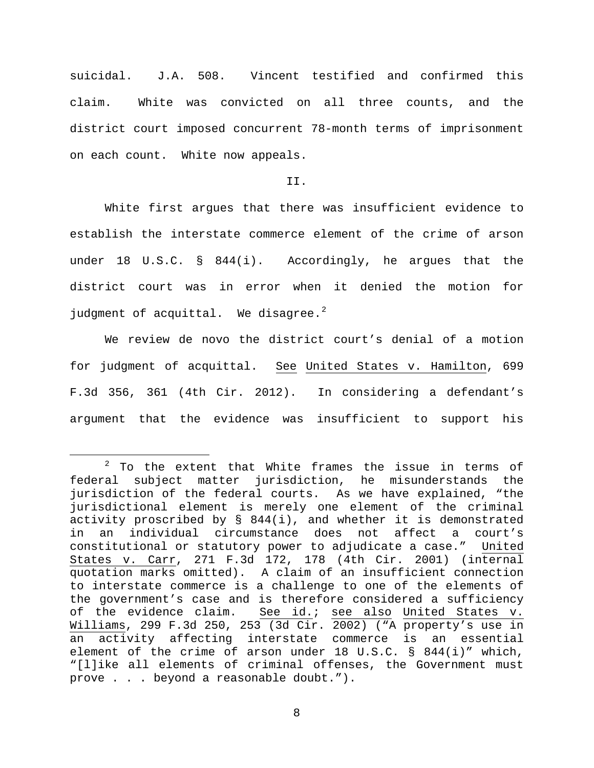suicidal. J.A. 508. Vincent testified and confirmed this claim. White was convicted on all three counts, and the district court imposed concurrent 78-month terms of imprisonment on each count. White now appeals.

II.

White first argues that there was insufficient evidence to establish the interstate commerce element of the crime of arson under 18 U.S.C. § 844(i). Accordingly, he argues that the district court was in error when it denied the motion for judgment of acquittal. We disagree.[2]

We review de novo the district court's denial of a motion for judgment of acquittal. See United States v. Hamilton, 699 F.3d 356, 361 (4th Cir. 2012). In considering a defendant's argument that the evidence was insufficient to support his

---

[2] To the extent that White frames the issue in terms of federal subject matter jurisdiction, he misunderstands the jurisdiction of the federal courts. As we have explained, "the jurisdictional element is merely one element of the criminal activity proscribed by § 844(i), and whether it is demonstrated in an individual circumstance does not affect a court's constitutional or statutory power to adjudicate a case." United States v. Carr, 271 F.3d 172, 178 (4th Cir. 2001) (internal quotation marks omitted). A claim of an insufficient connection to interstate commerce is a challenge to one of the elements of the government's case and is therefore considered a sufficiency of the evidence claim. See id.; see also United States v. Williams, 299 F.3d 250, 253 (3d Cir. 2002) ("A property's use in an activity affecting interstate commerce is an essential element of the crime of arson under 18 U.S.C. § 844(i)" which, "[l]ike all elements of criminal offenses, the Government must prove . . . beyond a reasonable doubt.").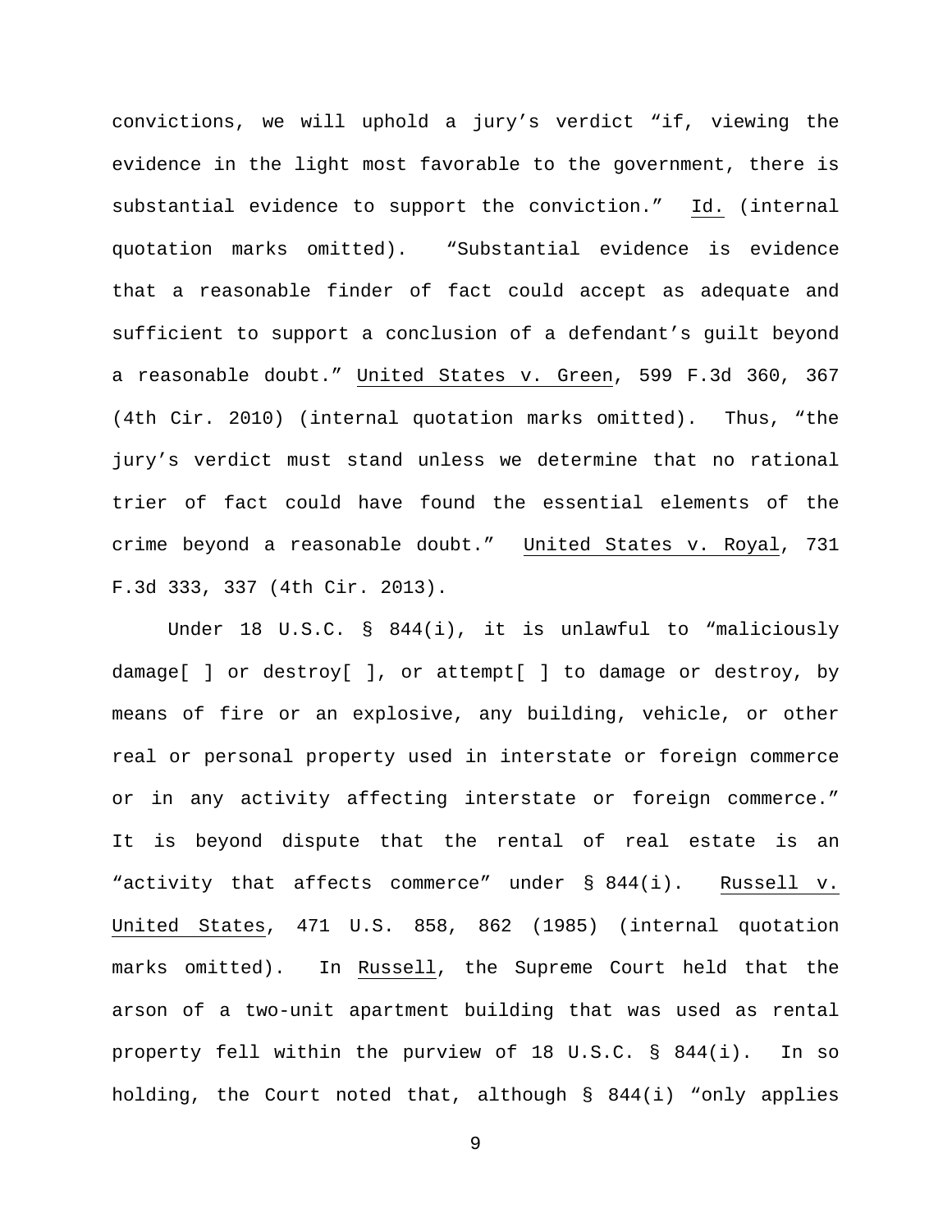convictions, we will uphold a jury's verdict "if, viewing the evidence in the light most favorable to the government, there is substantial evidence to support the conviction." Id. (internal quotation marks omitted). "Substantial evidence is evidence that a reasonable finder of fact could accept as adequate and sufficient to support a conclusion of a defendant's guilt beyond a reasonable doubt." United States v. Green, 599 F.3d 360, 367 (4th Cir. 2010) (internal quotation marks omitted). Thus, "the jury's verdict must stand unless we determine that no rational trier of fact could have found the essential elements of the crime beyond a reasonable doubt." United States v. Royal, 731 F.3d 333, 337 (4th Cir. 2013).

Under 18 U.S.C. § 844(i), it is unlawful to "maliciously damage[ ] or destroy[ ], or attempt[ ] to damage or destroy, by means of fire or an explosive, any building, vehicle, or other real or personal property used in interstate or foreign commerce or in any activity affecting interstate or foreign commerce." It is beyond dispute that the rental of real estate is an "activity that affects commerce" under § 844(i). Russell v. United States, 471 U.S. 858, 862 (1985) (internal quotation marks omitted). In Russell, the Supreme Court held that the arson of a two-unit apartment building that was used as rental property fell within the purview of 18 U.S.C. § 844(i). In so holding, the Court noted that, although § 844(i) "only applies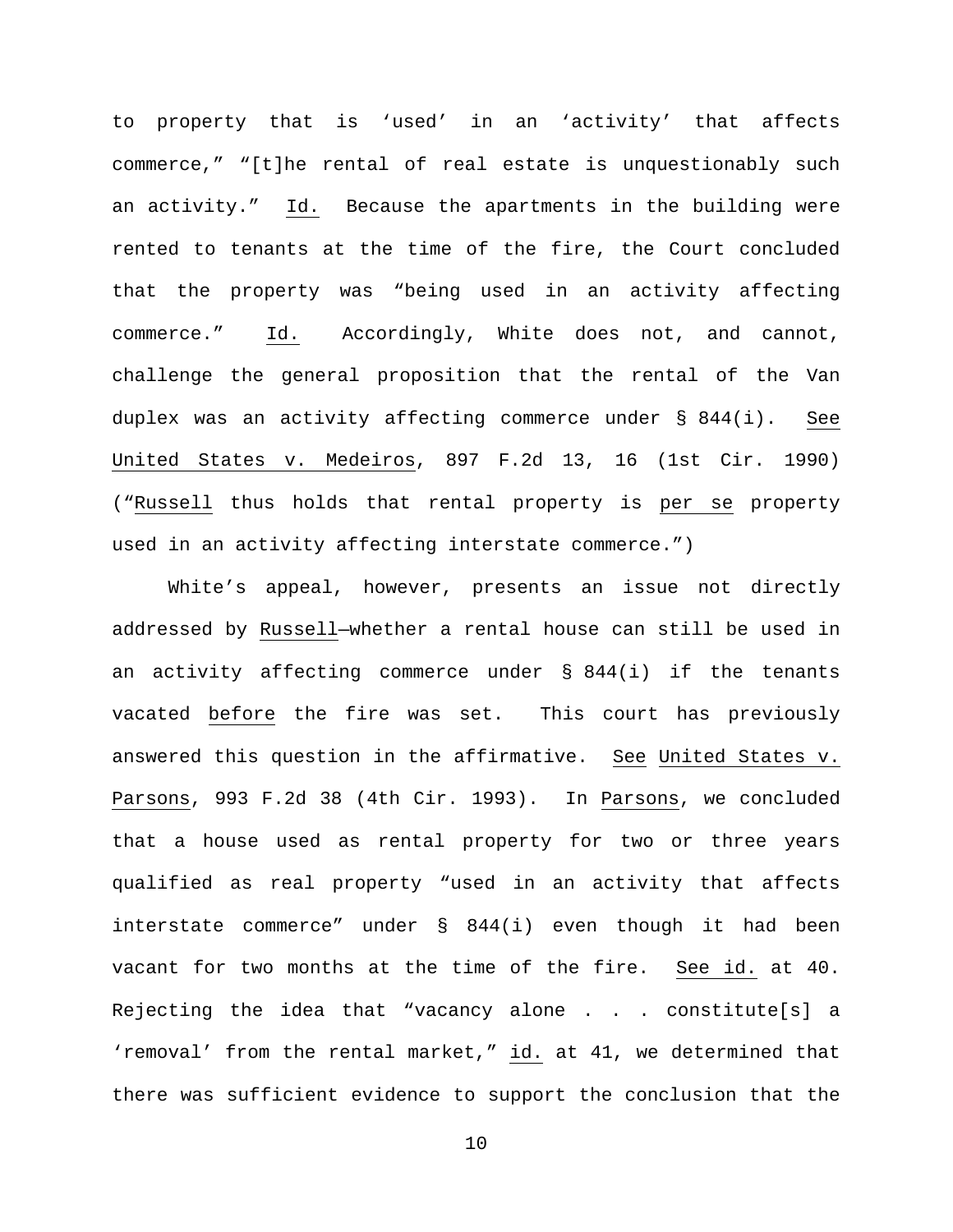to property that is 'used' in an 'activity' that affects commerce," "[t]he rental of real estate is unquestionably such an activity." Id. Because the apartments in the building were rented to tenants at the time of the fire, the Court concluded that the property was "being used in an activity affecting commerce." Id. Accordingly, White does not, and cannot, challenge the general proposition that the rental of the Van duplex was an activity affecting commerce under § 844(i). See United States v. Medeiros, 897 F.2d 13, 16 (1st Cir. 1990) ("Russell thus holds that rental property is per se property used in an activity affecting interstate commerce.")

White's appeal, however, presents an issue not directly addressed by Russell—whether a rental house can still be used in an activity affecting commerce under § 844(i) if the tenants vacated before the fire was set. This court has previously answered this question in the affirmative. See United States v. Parsons, 993 F.2d 38 (4th Cir. 1993). In Parsons, we concluded that a house used as rental property for two or three years qualified as real property "used in an activity that affects interstate commerce" under § 844(i) even though it had been vacant for two months at the time of the fire. See id. at 40. Rejecting the idea that "vacancy alone . . . constitute[s] a 'removal' from the rental market," id. at 41, we determined that there was sufficient evidence to support the conclusion that the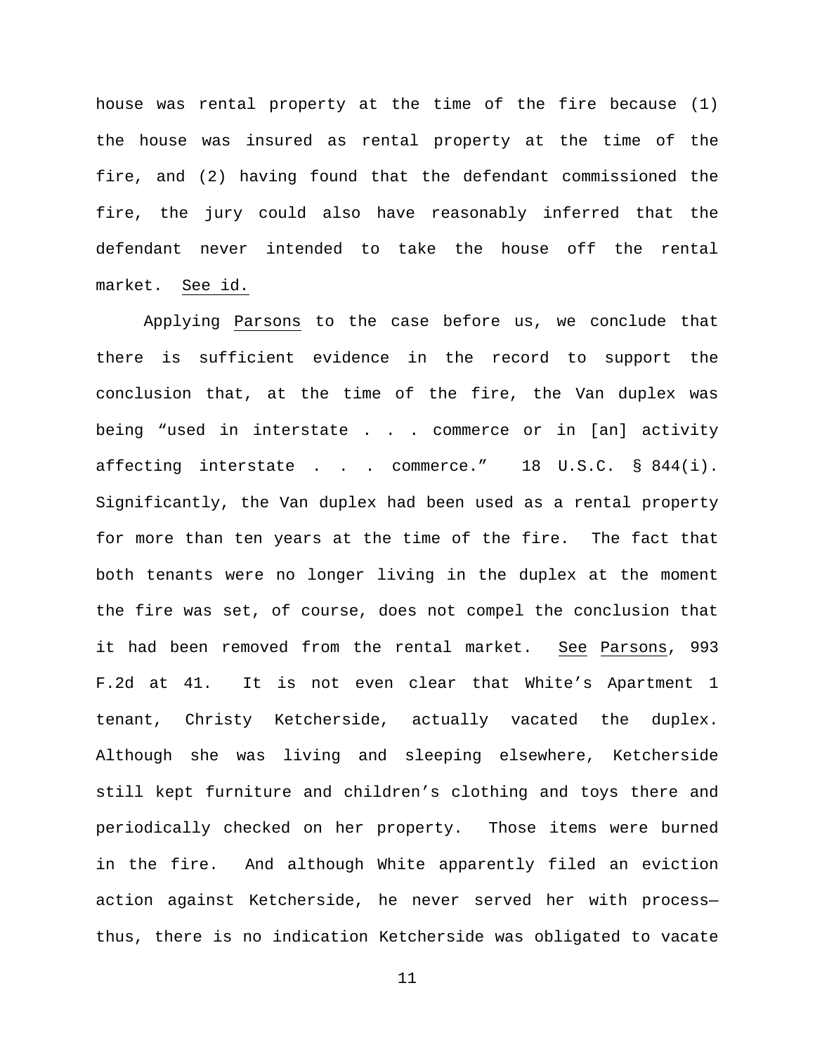house was rental property at the time of the fire because (1) the house was insured as rental property at the time of the fire, and (2) having found that the defendant commissioned the fire, the jury could also have reasonably inferred that the defendant never intended to take the house off the rental market. See id.

Applying Parsons to the case before us, we conclude that there is sufficient evidence in the record to support the conclusion that, at the time of the fire, the Van duplex was being "used in interstate . . . commerce or in [an] activity affecting interstate . . . commerce." 18 U.S.C. § 844(i). Significantly, the Van duplex had been used as a rental property for more than ten years at the time of the fire. The fact that both tenants were no longer living in the duplex at the moment the fire was set, of course, does not compel the conclusion that it had been removed from the rental market. See Parsons, 993 F.2d at 41. It is not even clear that White's Apartment 1 tenant, Christy Ketcherside, actually vacated the duplex. Although she was living and sleeping elsewhere, Ketcherside still kept furniture and children's clothing and toys there and periodically checked on her property. Those items were burned in the fire. And although White apparently filed an eviction action against Ketcherside, he never served her with process—thus, there is no indication Ketcherside was obligated to vacate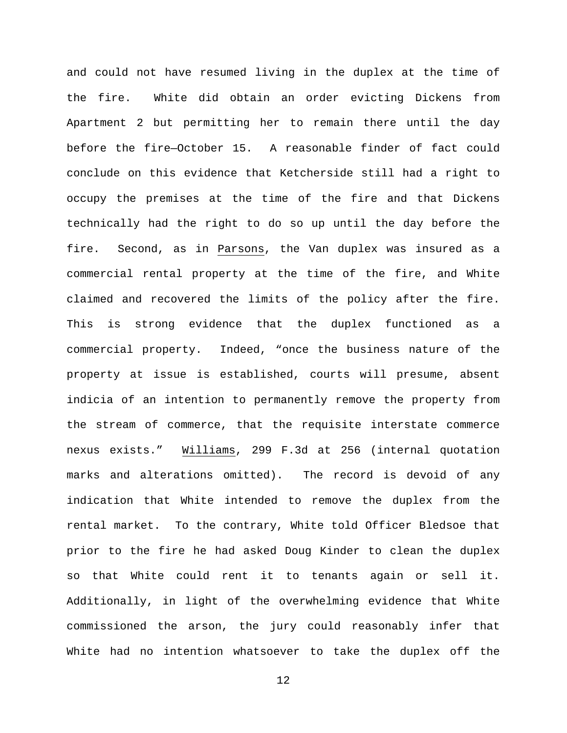and could not have resumed living in the duplex at the time of the fire. White did obtain an order evicting Dickens from Apartment 2 but permitting her to remain there until the day before the fire—October 15. A reasonable finder of fact could conclude on this evidence that Ketcherside still had a right to occupy the premises at the time of the fire and that Dickens technically had the right to do so up until the day before the fire. Second, as in Parsons, the Van duplex was insured as a commercial rental property at the time of the fire, and White claimed and recovered the limits of the policy after the fire. This is strong evidence that the duplex functioned as a commercial property. Indeed, "once the business nature of the property at issue is established, courts will presume, absent indicia of an intention to permanently remove the property from the stream of commerce, that the requisite interstate commerce nexus exists." Williams, 299 F.3d at 256 (internal quotation marks and alterations omitted). The record is devoid of any indication that White intended to remove the duplex from the rental market. To the contrary, White told Officer Bledsoe that prior to the fire he had asked Doug Kinder to clean the duplex so that White could rent it to tenants again or sell it. Additionally, in light of the overwhelming evidence that White commissioned the arson, the jury could reasonably infer that White had no intention whatsoever to take the duplex off the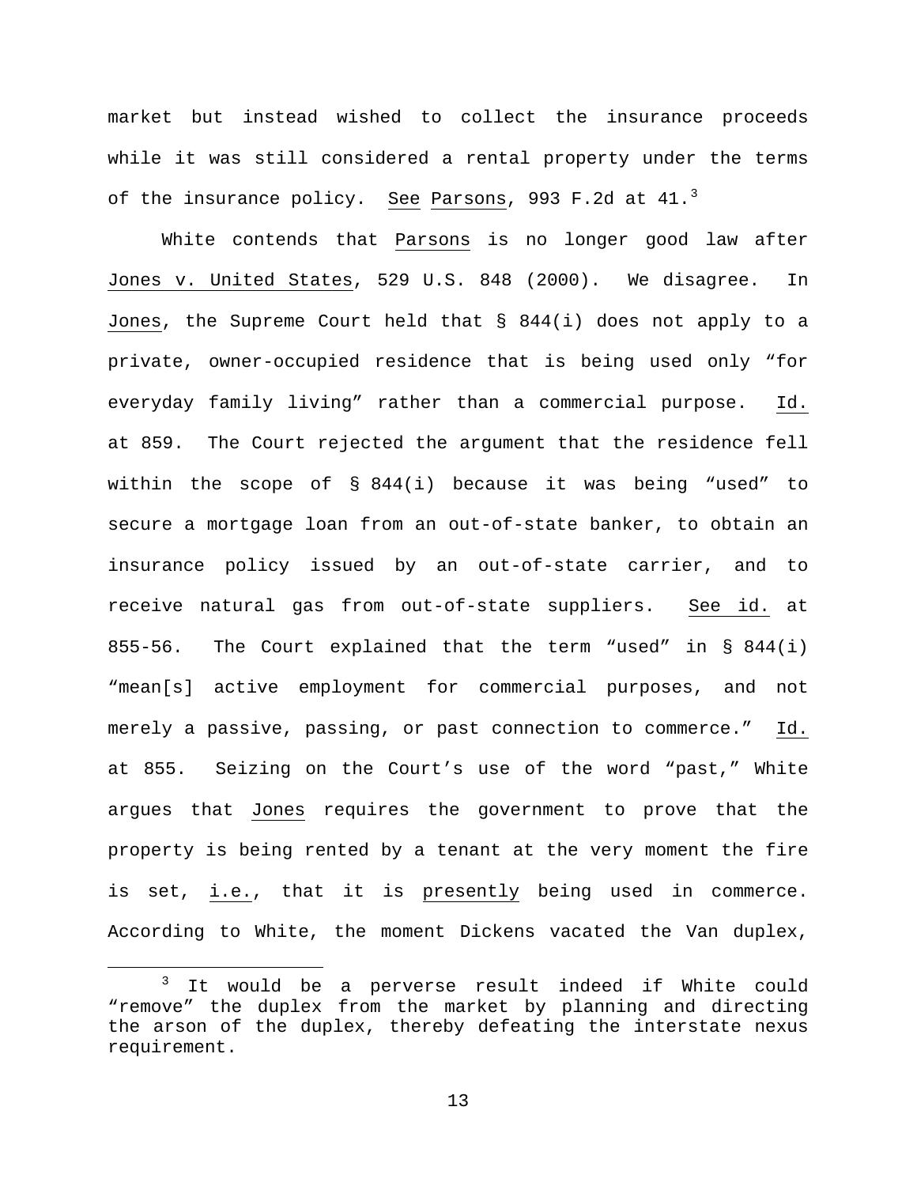market but instead wished to collect the insurance proceeds while it was still considered a rental property under the terms of the insurance policy. See Parsons, 993 F.2d at 41.[3]

White contends that Parsons is no longer good law after Jones v. United States, 529 U.S. 848 (2000). We disagree. In Jones, the Supreme Court held that § 844(i) does not apply to a private, owner-occupied residence that is being used only "for everyday family living" rather than a commercial purpose. Id. at 859. The Court rejected the argument that the residence fell within the scope of § 844(i) because it was being "used" to secure a mortgage loan from an out-of-state banker, to obtain an insurance policy issued by an out-of-state carrier, and to receive natural gas from out-of-state suppliers. See id. at 855-56. The Court explained that the term "used" in § 844(i) "mean[s] active employment for commercial purposes, and not merely a passive, passing, or past connection to commerce." Id. at 855. Seizing on the Court's use of the word "past," White argues that Jones requires the government to prove that the property is being rented by a tenant at the very moment the fire is set, i.e., that it is presently being used in commerce. According to White, the moment Dickens vacated the Van duplex,

[3] It would be a perverse result indeed if White could "remove" the duplex from the market by planning and directing the arson of the duplex, thereby defeating the interstate nexus requirement.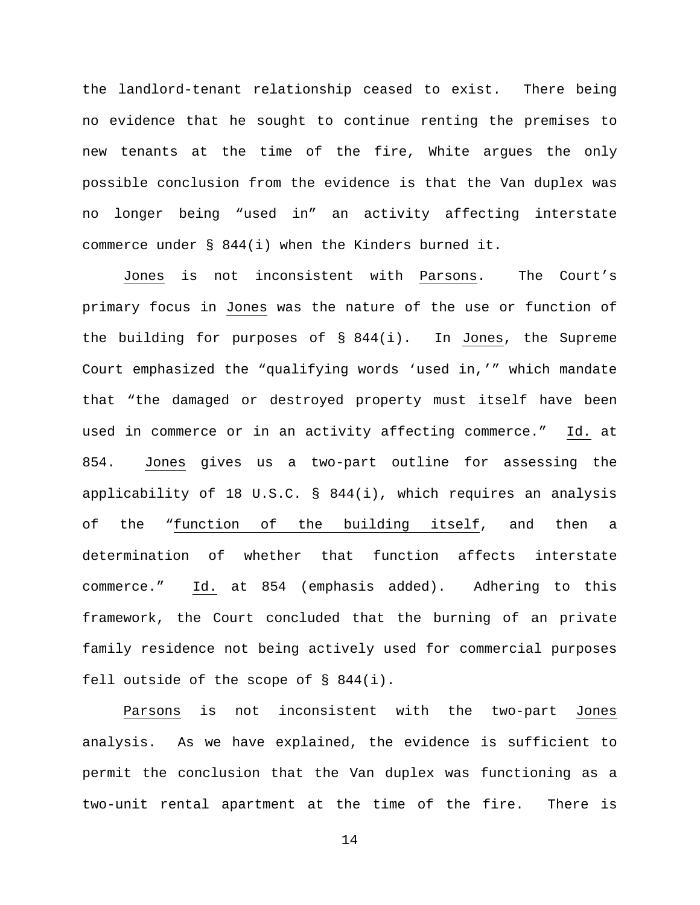the landlord-tenant relationship ceased to exist. There being no evidence that he sought to continue renting the premises to new tenants at the time of the fire, White argues the only possible conclusion from the evidence is that the Van duplex was no longer being "used in" an activity affecting interstate commerce under § 844(i) when the Kinders burned it.

Jones is not inconsistent with Parsons. The Court's primary focus in Jones was the nature of the use or function of the building for purposes of § 844(i). In Jones, the Supreme Court emphasized the "qualifying words 'used in,'" which mandate that "the damaged or destroyed property must itself have been used in commerce or in an activity affecting commerce." Id. at 854. Jones gives us a two-part outline for assessing the applicability of 18 U.S.C. § 844(i), which requires an analysis of the "function of the building itself, and then a determination of whether that function affects interstate commerce." Id. at 854 (emphasis added). Adhering to this framework, the Court concluded that the burning of an private family residence not being actively used for commercial purposes fell outside of the scope of § 844(i).

Parsons is not inconsistent with the two-part Jones analysis. As we have explained, the evidence is sufficient to permit the conclusion that the Van duplex was functioning as a two-unit rental apartment at the time of the fire. There is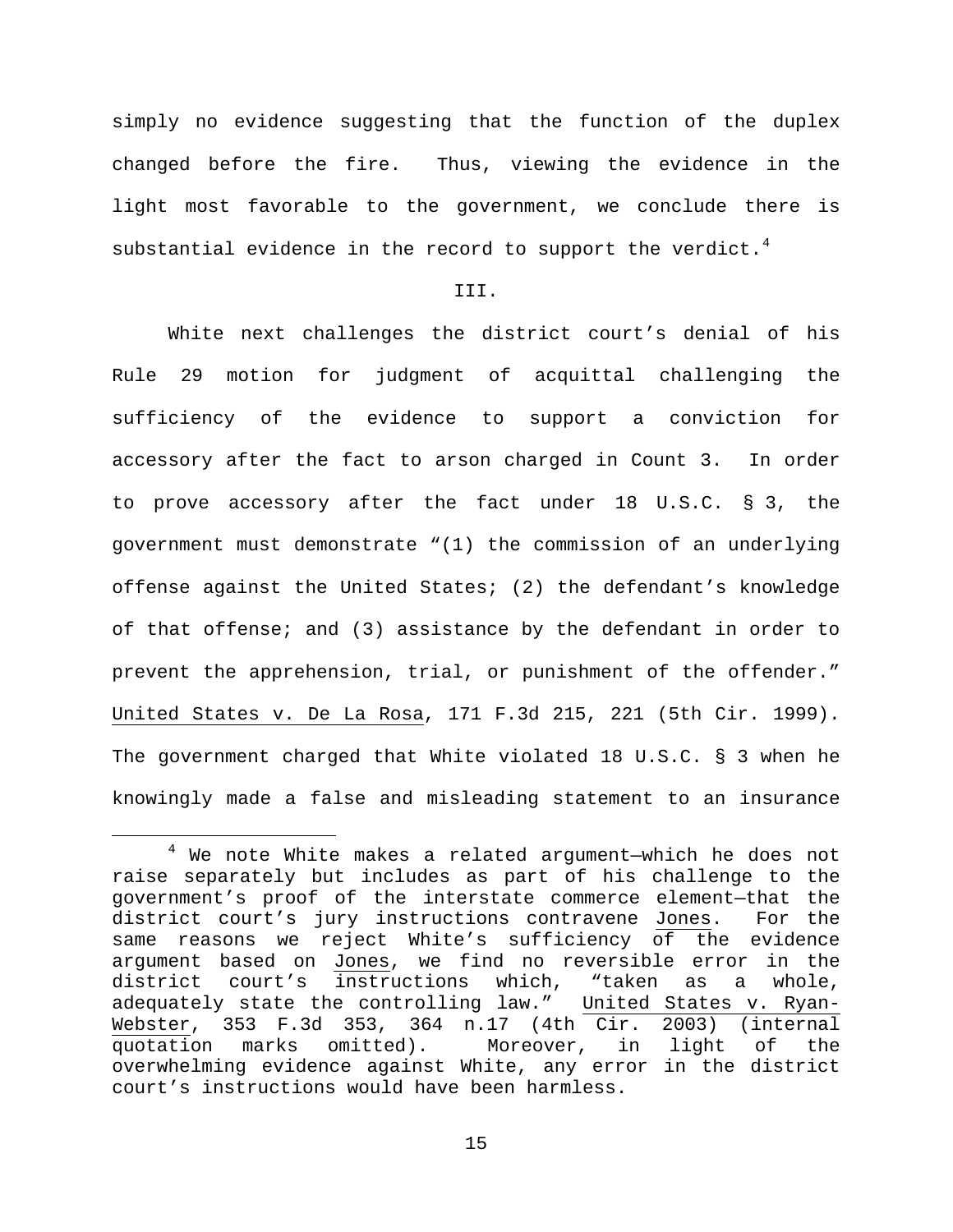simply no evidence suggesting that the function of the duplex changed before the fire. Thus, viewing the evidence in the light most favorable to the government, we conclude there is substantial evidence in the record to support the verdict.[4]

III.

White next challenges the district court's denial of his Rule 29 motion for judgment of acquittal challenging the sufficiency of the evidence to support a conviction for accessory after the fact to arson charged in Count 3. In order to prove accessory after the fact under 18 U.S.C. § 3, the government must demonstrate "(1) the commission of an underlying offense against the United States; (2) the defendant's knowledge of that offense; and (3) assistance by the defendant in order to prevent the apprehension, trial, or punishment of the offender." United States v. De La Rosa, 171 F.3d 215, 221 (5th Cir. 1999). The government charged that White violated 18 U.S.C. § 3 when he knowingly made a false and misleading statement to an insurance

[4] We note White makes a related argument—which he does not raise separately but includes as part of his challenge to the government's proof of the interstate commerce element—that the district court's jury instructions contravene Jones. For the same reasons we reject White's sufficiency of the evidence argument based on Jones, we find no reversible error in the district court's instructions which, "taken as a whole, adequately state the controlling law." United States v. Ryan-Webster, 353 F.3d 353, 364 n.17 (4th Cir. 2003) (internal quotation marks omitted). Moreover, in light of the overwhelming evidence against White, any error in the district court's instructions would have been harmless.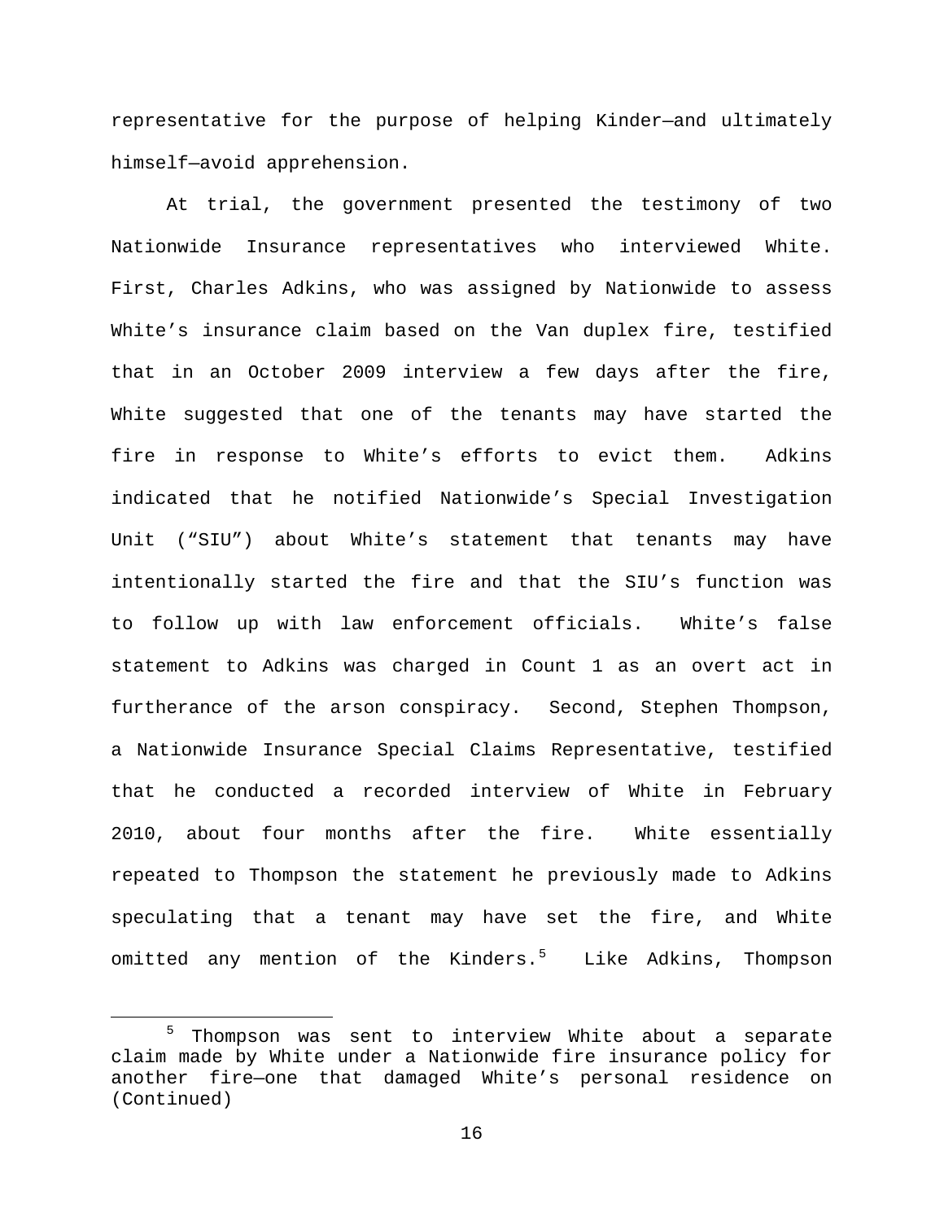representative for the purpose of helping Kinder—and ultimately himself—avoid apprehension.

At trial, the government presented the testimony of two Nationwide Insurance representatives who interviewed White. First, Charles Adkins, who was assigned by Nationwide to assess White's insurance claim based on the Van duplex fire, testified that in an October 2009 interview a few days after the fire, White suggested that one of the tenants may have started the fire in response to White's efforts to evict them. Adkins indicated that he notified Nationwide's Special Investigation Unit ("SIU") about White's statement that tenants may have intentionally started the fire and that the SIU's function was to follow up with law enforcement officials. White's false statement to Adkins was charged in Count 1 as an overt act in furtherance of the arson conspiracy. Second, Stephen Thompson, a Nationwide Insurance Special Claims Representative, testified that he conducted a recorded interview of White in February 2010, about four months after the fire. White essentially repeated to Thompson the statement he previously made to Adkins speculating that a tenant may have set the fire, and White omitted any mention of the Kinders.[5] Like Adkins, Thompson

[5] Thompson was sent to interview White about a separate claim made by White under a Nationwide fire insurance policy for another fire—one that damaged White's personal residence on (Continued)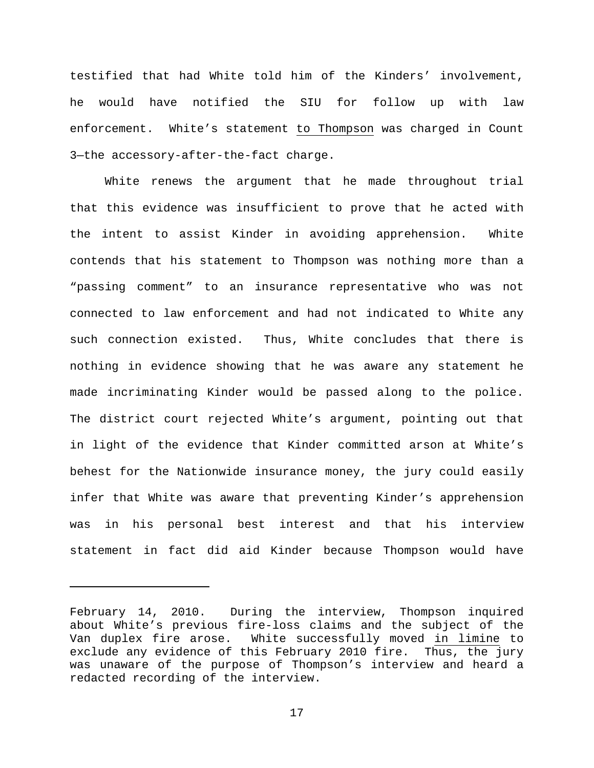testified that had White told him of the Kinders' involvement, he would have notified the SIU for follow up with law enforcement. White's statement to Thompson was charged in Count 3—the accessory-after-the-fact charge.

White renews the argument that he made throughout trial that this evidence was insufficient to prove that he acted with the intent to assist Kinder in avoiding apprehension. White contends that his statement to Thompson was nothing more than a "passing comment" to an insurance representative who was not connected to law enforcement and had not indicated to White any such connection existed. Thus, White concludes that there is nothing in evidence showing that he was aware any statement he made incriminating Kinder would be passed along to the police. The district court rejected White's argument, pointing out that in light of the evidence that Kinder committed arson at White's behest for the Nationwide insurance money, the jury could easily infer that White was aware that preventing Kinder's apprehension was in his personal best interest and that his interview statement in fact did aid Kinder because Thompson would have

---

February 14, 2010. During the interview, Thompson inquired about White's previous fire-loss claims and the subject of the Van duplex fire arose. White successfully moved in limine to exclude any evidence of this February 2010 fire. Thus, the jury was unaware of the purpose of Thompson's interview and heard a redacted recording of the interview.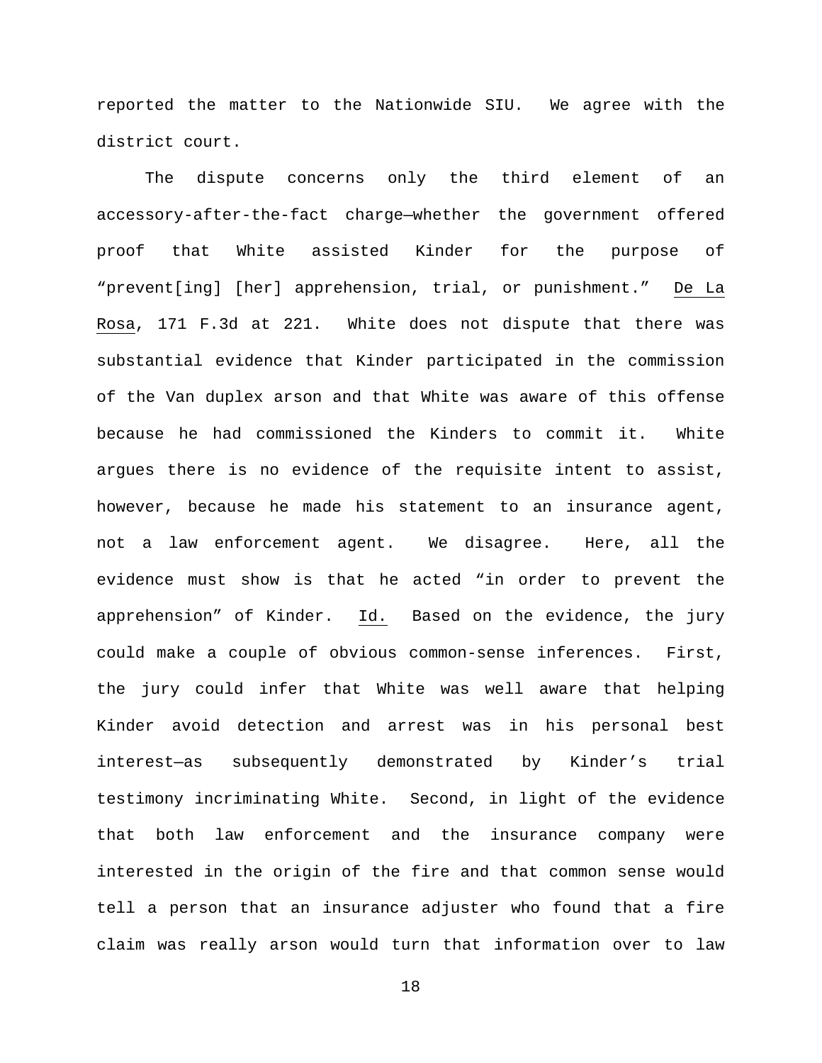reported the matter to the Nationwide SIU. We agree with the district court.

The dispute concerns only the third element of an accessory-after-the-fact charge—whether the government offered proof that White assisted Kinder for the purpose of "prevent[ing] [her] apprehension, trial, or punishment." De La Rosa, 171 F.3d at 221. White does not dispute that there was substantial evidence that Kinder participated in the commission of the Van duplex arson and that White was aware of this offense because he had commissioned the Kinders to commit it. White argues there is no evidence of the requisite intent to assist, however, because he made his statement to an insurance agent, not a law enforcement agent. We disagree. Here, all the evidence must show is that he acted "in order to prevent the apprehension" of Kinder. Id. Based on the evidence, the jury could make a couple of obvious common-sense inferences. First, the jury could infer that White was well aware that helping Kinder avoid detection and arrest was in his personal best interest—as subsequently demonstrated by Kinder's trial testimony incriminating White. Second, in light of the evidence that both law enforcement and the insurance company were interested in the origin of the fire and that common sense would tell a person that an insurance adjuster who found that a fire claim was really arson would turn that information over to law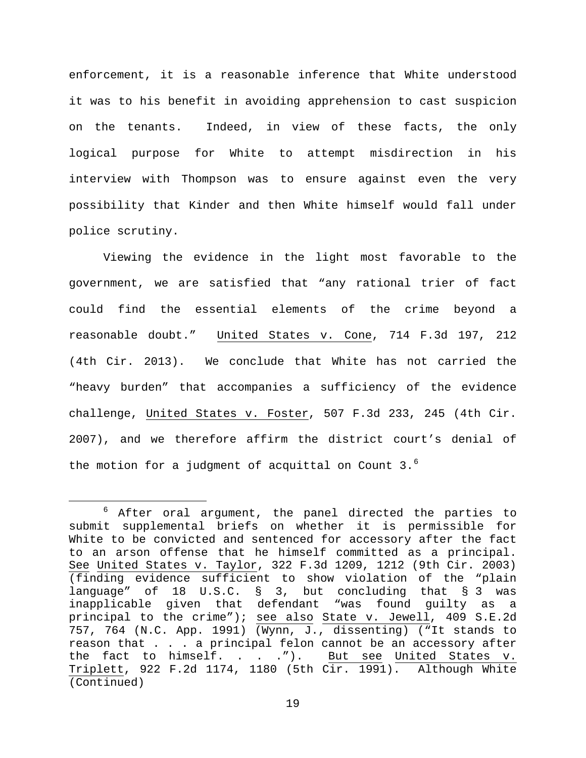enforcement, it is a reasonable inference that White understood it was to his benefit in avoiding apprehension to cast suspicion on the tenants. Indeed, in view of these facts, the only logical purpose for White to attempt misdirection in his interview with Thompson was to ensure against even the very possibility that Kinder and then White himself would fall under police scrutiny.

Viewing the evidence in the light most favorable to the government, we are satisfied that "any rational trier of fact could find the essential elements of the crime beyond a reasonable doubt." United States v. Cone, 714 F.3d 197, 212 (4th Cir. 2013). We conclude that White has not carried the "heavy burden" that accompanies a sufficiency of the evidence challenge, United States v. Foster, 507 F.3d 233, 245 (4th Cir. 2007), and we therefore affirm the district court's denial of the motion for a judgment of acquittal on Count 3.[6]

---

[6] After oral argument, the panel directed the parties to submit supplemental briefs on whether it is permissible for White to be convicted and sentenced for accessory after the fact to an arson offense that he himself committed as a principal. See United States v. Taylor, 322 F.3d 1209, 1212 (9th Cir. 2003) (finding evidence sufficient to show violation of the "plain language" of 18 U.S.C. § 3, but concluding that § 3 was inapplicable given that defendant "was found guilty as a principal to the crime"); see also State v. Jewell, 409 S.E.2d 757, 764 (N.C. App. 1991) (Wynn, J., dissenting) ("It stands to reason that . . . a principal felon cannot be an accessory after the fact to himself. . . ."). But see United States v. Triplett, 922 F.2d 1174, 1180 (5th Cir. 1991). Although White (Continued)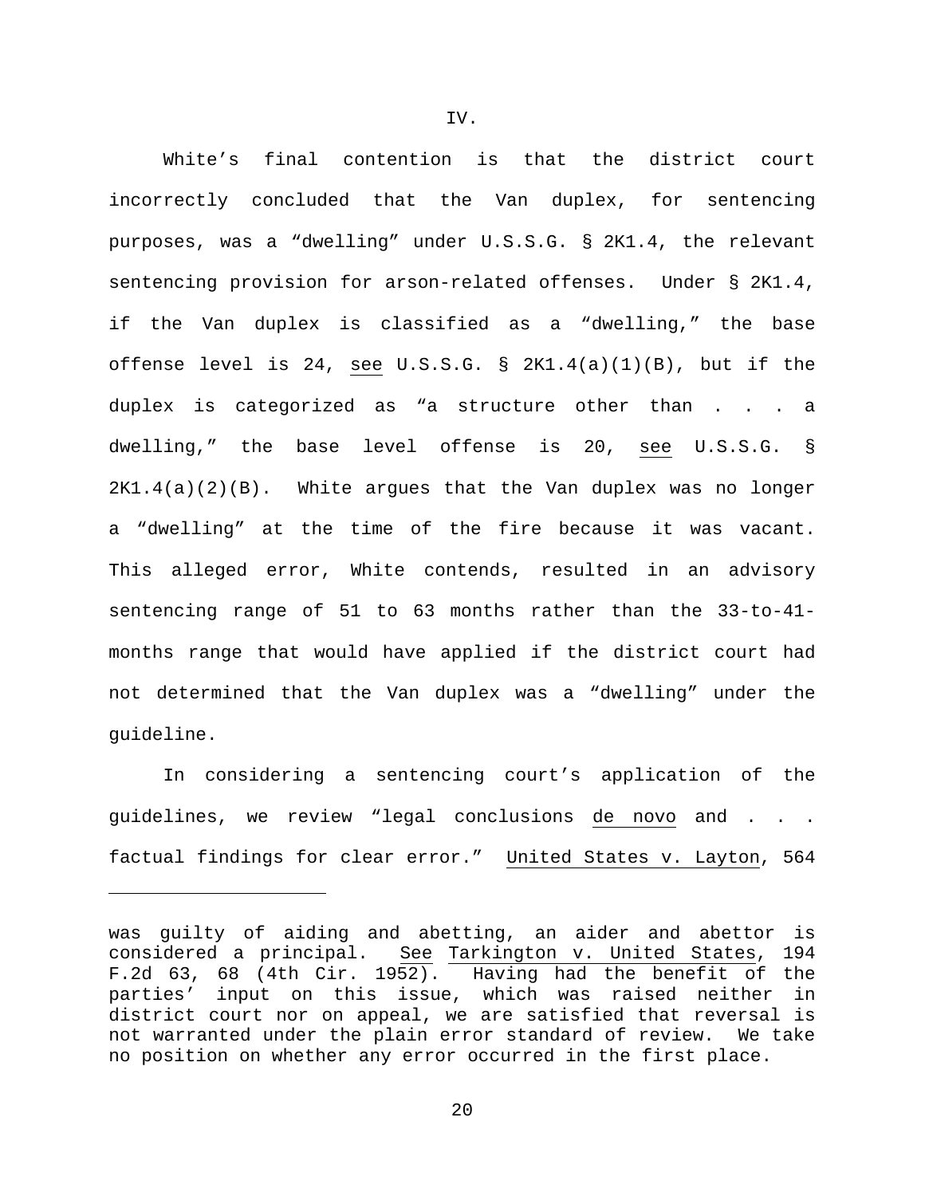IV.

White's final contention is that the district court incorrectly concluded that the Van duplex, for sentencing purposes, was a "dwelling" under U.S.S.G. § 2K1.4, the relevant sentencing provision for arson-related offenses. Under § 2K1.4, if the Van duplex is classified as a "dwelling," the base offense level is 24, see U.S.S.G. § 2K1.4(a)(1)(B), but if the duplex is categorized as "a structure other than . . . a dwelling," the base level offense is 20, see U.S.S.G. § 2K1.4(a)(2)(B). White argues that the Van duplex was no longer a "dwelling" at the time of the fire because it was vacant. This alleged error, White contends, resulted in an advisory sentencing range of 51 to 63 months rather than the 33-to-41-months range that would have applied if the district court had not determined that the Van duplex was a "dwelling" under the guideline.

In considering a sentencing court's application of the guidelines, we review "legal conclusions de novo and . . . factual findings for clear error." United States v. Layton, 564

---

was guilty of aiding and abetting, an aider and abettor is considered a principal. See Tarkington v. United States, 194 F.2d 63, 68 (4th Cir. 1952). Having had the benefit of the parties' input on this issue, which was raised neither in district court nor on appeal, we are satisfied that reversal is not warranted under the plain error standard of review. We take no position on whether any error occurred in the first place.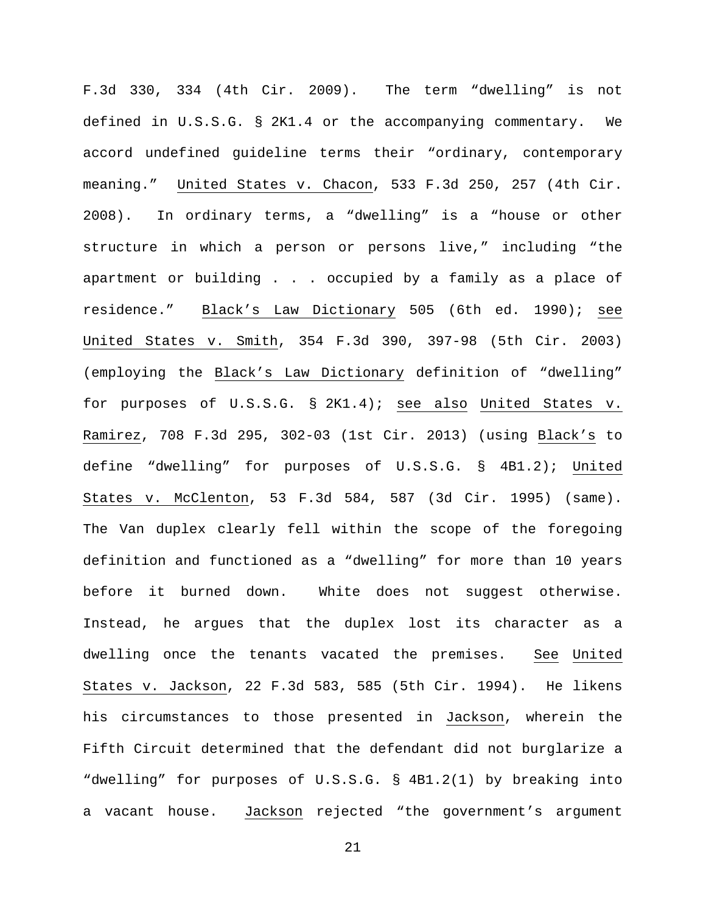F.3d 330, 334 (4th Cir. 2009). The term "dwelling" is not defined in U.S.S.G. § 2K1.4 or the accompanying commentary. We accord undefined guideline terms their "ordinary, contemporary meaning." United States v. Chacon, 533 F.3d 250, 257 (4th Cir. 2008). In ordinary terms, a "dwelling" is a "house or other structure in which a person or persons live," including "the apartment or building . . . occupied by a family as a place of residence." Black's Law Dictionary 505 (6th ed. 1990); see United States v. Smith, 354 F.3d 390, 397-98 (5th Cir. 2003) (employing the Black's Law Dictionary definition of "dwelling" for purposes of U.S.S.G. § 2K1.4); see also United States v. Ramirez, 708 F.3d 295, 302-03 (1st Cir. 2013) (using Black's to define "dwelling" for purposes of U.S.S.G. § 4B1.2); United States v. McClenton, 53 F.3d 584, 587 (3d Cir. 1995) (same). The Van duplex clearly fell within the scope of the foregoing definition and functioned as a "dwelling" for more than 10 years before it burned down. White does not suggest otherwise. Instead, he argues that the duplex lost its character as a dwelling once the tenants vacated the premises. See United States v. Jackson, 22 F.3d 583, 585 (5th Cir. 1994). He likens his circumstances to those presented in Jackson, wherein the Fifth Circuit determined that the defendant did not burglarize a "dwelling" for purposes of U.S.S.G. § 4B1.2(1) by breaking into a vacant house. Jackson rejected "the government's argument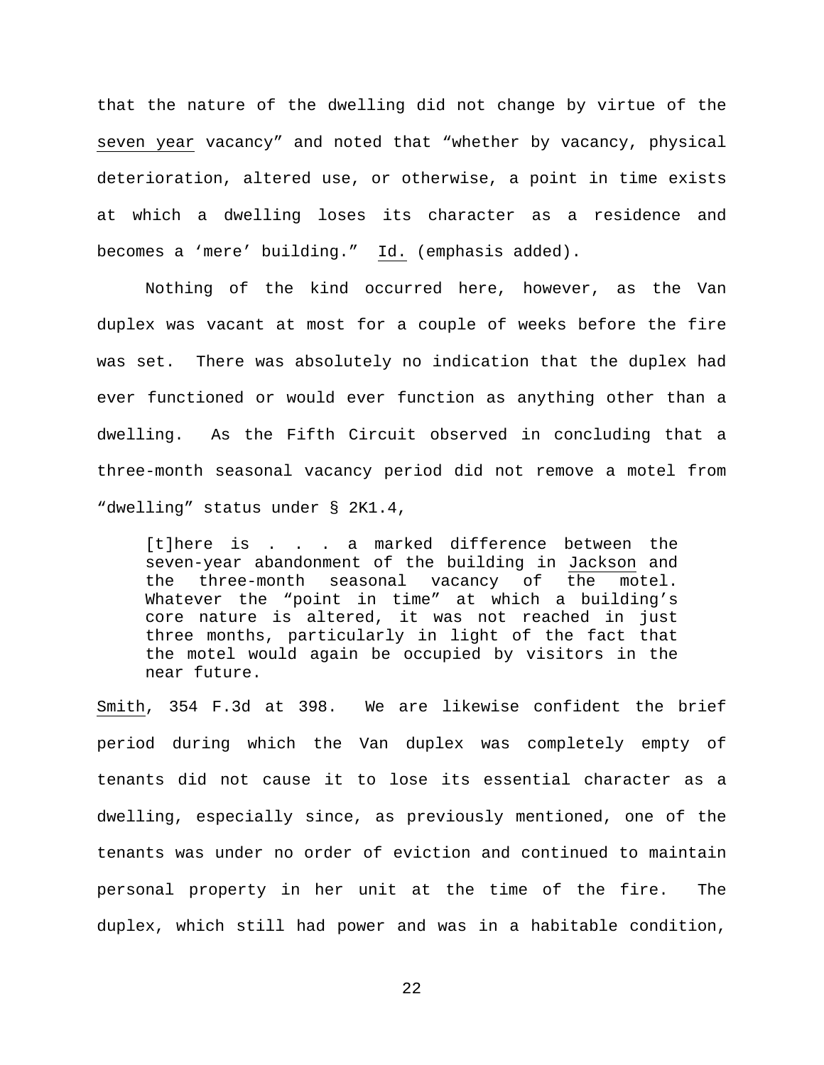that the nature of the dwelling did not change by virtue of the <u>seven year</u> vacancy" and noted that "whether by vacancy, physical deterioration, altered use, or otherwise, a point in time exists at which a dwelling loses its character as a residence and becomes a 'mere' building." Id. (emphasis added).

Nothing of the kind occurred here, however, as the Van duplex was vacant at most for a couple of weeks before the fire was set. There was absolutely no indication that the duplex had ever functioned or would ever function as anything other than a dwelling. As the Fifth Circuit observed in concluding that a three-month seasonal vacancy period did not remove a motel from "dwelling" status under § 2K1.4,

> [t]here is . . . a marked difference between the seven-year abandonment of the building in Jackson and the three-month seasonal vacancy of the motel. Whatever the "point in time" at which a building's core nature is altered, it was not reached in just three months, particularly in light of the fact that the motel would again be occupied by visitors in the near future.

Smith, 354 F.3d at 398. We are likewise confident the brief period during which the Van duplex was completely empty of tenants did not cause it to lose its essential character as a dwelling, especially since, as previously mentioned, one of the tenants was under no order of eviction and continued to maintain personal property in her unit at the time of the fire. The duplex, which still had power and was in a habitable condition,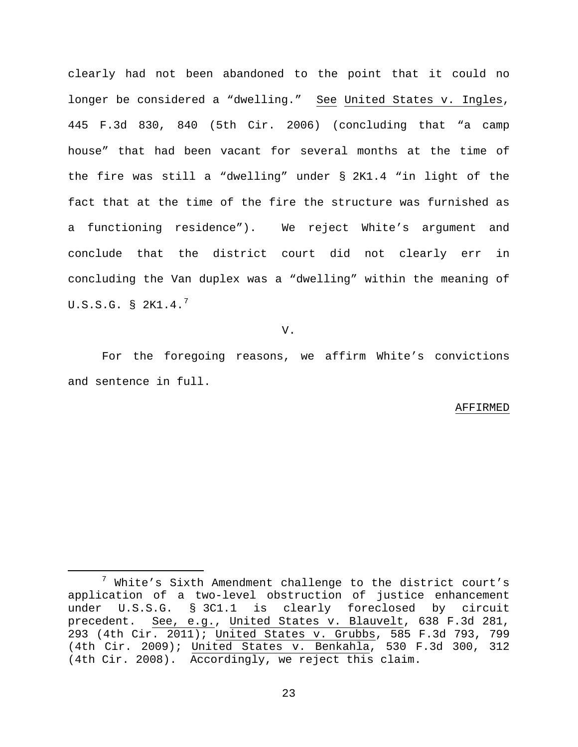clearly had not been abandoned to the point that it could no longer be considered a "dwelling." See United States v. Ingles, 445 F.3d 830, 840 (5th Cir. 2006) (concluding that "a camp house" that had been vacant for several months at the time of the fire was still a "dwelling" under § 2K1.4 "in light of the fact that at the time of the fire the structure was furnished as a functioning residence"). We reject White's argument and conclude that the district court did not clearly err in concluding the Van duplex was a "dwelling" within the meaning of U.S.S.G. § 2K1.4.[7]

V.

For the foregoing reasons, we affirm White's convictions and sentence in full.

AFFIRMED

---

[7] White's Sixth Amendment challenge to the district court's application of a two-level obstruction of justice enhancement under U.S.S.G. § 3C1.1 is clearly foreclosed by circuit precedent. See, e.g., United States v. Blauvelt, 638 F.3d 281, 293 (4th Cir. 2011); United States v. Grubbs, 585 F.3d 793, 799 (4th Cir. 2009); United States v. Benkahla, 530 F.3d 300, 312 (4th Cir. 2008). Accordingly, we reject this claim.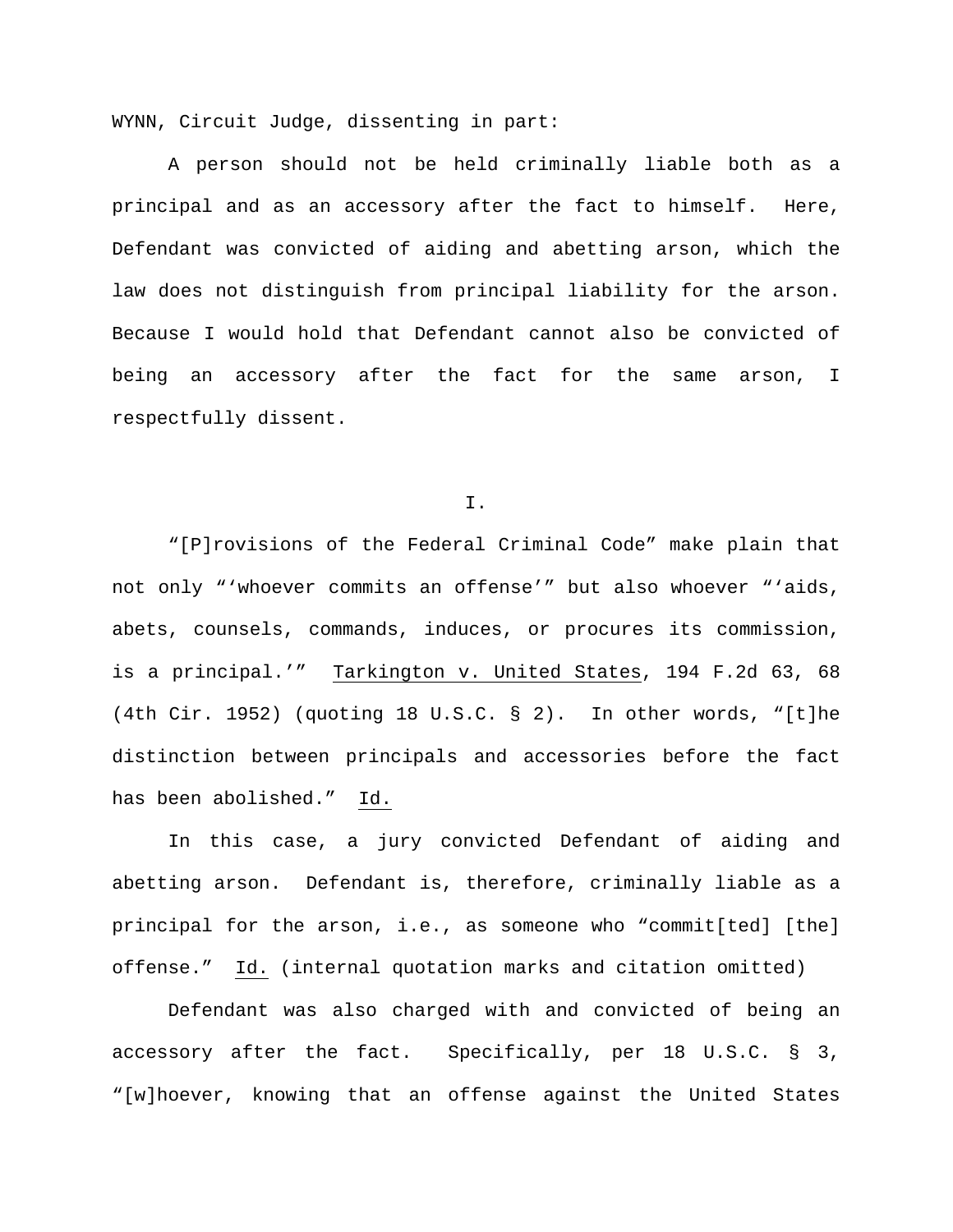WYNN, Circuit Judge, dissenting in part:

A person should not be held criminally liable both as a principal and as an accessory after the fact to himself. Here, Defendant was convicted of aiding and abetting arson, which the law does not distinguish from principal liability for the arson. Because I would hold that Defendant cannot also be convicted of being an accessory after the fact for the same arson, I respectfully dissent.

I.

"[P]rovisions of the Federal Criminal Code" make plain that not only "'whoever commits an offense'" but also whoever "'aids, abets, counsels, commands, induces, or procures its commission, is a principal.'" Tarkington v. United States, 194 F.2d 63, 68 (4th Cir. 1952) (quoting 18 U.S.C. § 2). In other words, "[t]he distinction between principals and accessories before the fact has been abolished." Id.

In this case, a jury convicted Defendant of aiding and abetting arson. Defendant is, therefore, criminally liable as a principal for the arson, i.e., as someone who "commit[ted] [the] offense." Id. (internal quotation marks and citation omitted)

Defendant was also charged with and convicted of being an accessory after the fact. Specifically, per 18 U.S.C. § 3, "[w]hoever, knowing that an offense against the United States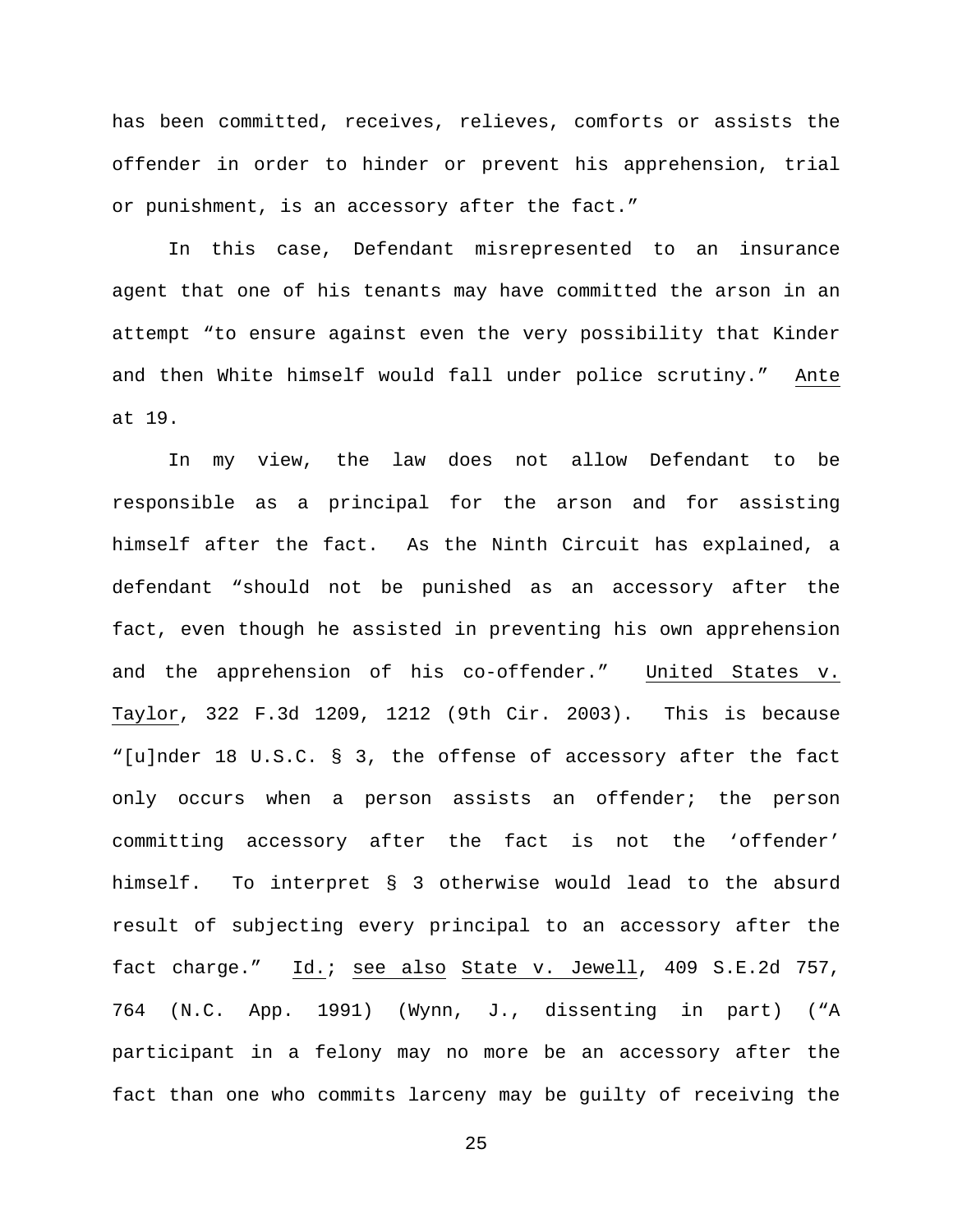has been committed, receives, relieves, comforts or assists the offender in order to hinder or prevent his apprehension, trial or punishment, is an accessory after the fact."

In this case, Defendant misrepresented to an insurance agent that one of his tenants may have committed the arson in an attempt "to ensure against even the very possibility that Kinder and then White himself would fall under police scrutiny." Ante at 19.

In my view, the law does not allow Defendant to be responsible as a principal for the arson and for assisting himself after the fact. As the Ninth Circuit has explained, a defendant "should not be punished as an accessory after the fact, even though he assisted in preventing his own apprehension and the apprehension of his co-offender." United States v. Taylor, 322 F.3d 1209, 1212 (9th Cir. 2003). This is because "[u]nder 18 U.S.C. § 3, the offense of accessory after the fact only occurs when a person assists an offender; the person committing accessory after the fact is not the 'offender' himself. To interpret § 3 otherwise would lead to the absurd result of subjecting every principal to an accessory after the fact charge." Id.; see also State v. Jewell, 409 S.E.2d 757, 764 (N.C. App. 1991) (Wynn, J., dissenting in part) ("A participant in a felony may no more be an accessory after the fact than one who commits larceny may be guilty of receiving the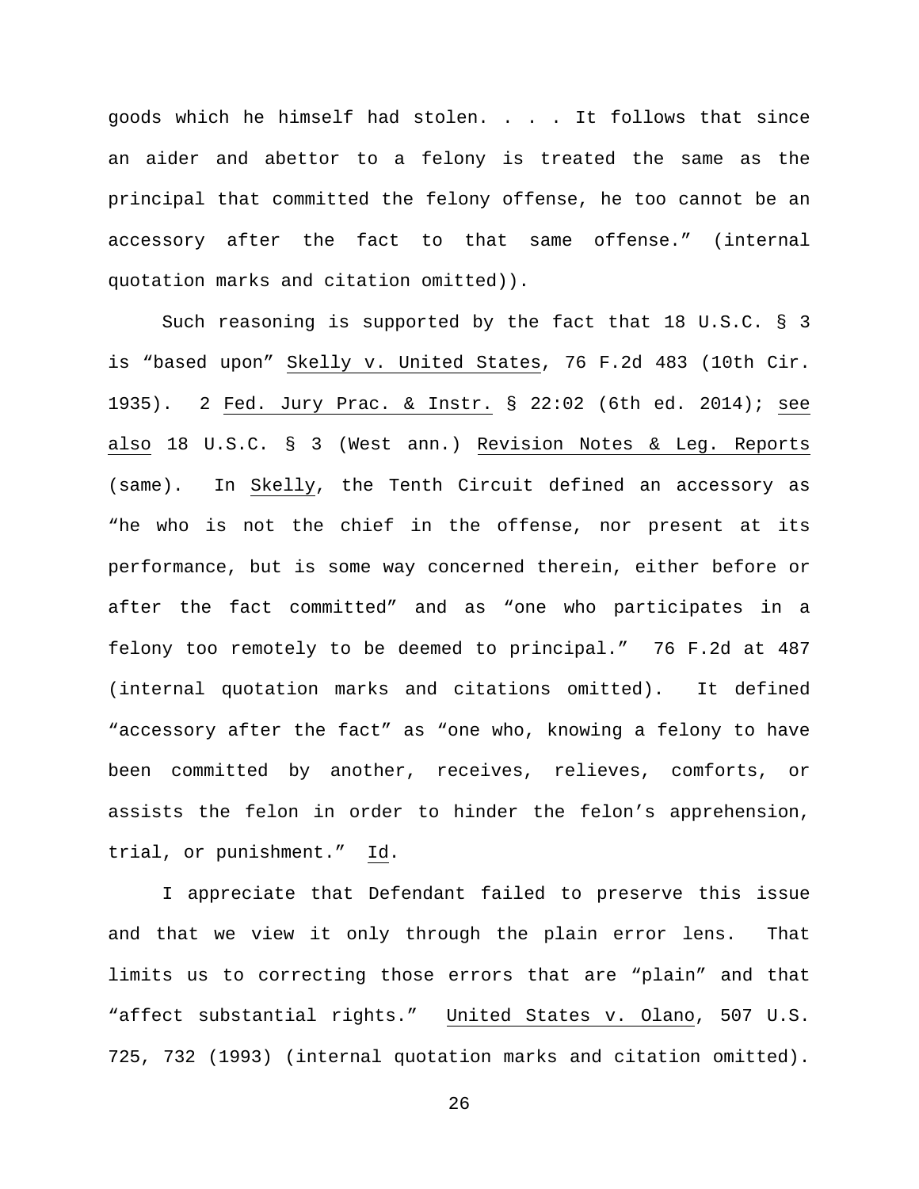goods which he himself had stolen. . . . It follows that since an aider and abettor to a felony is treated the same as the principal that committed the felony offense, he too cannot be an accessory after the fact to that same offense." (internal quotation marks and citation omitted)).

Such reasoning is supported by the fact that 18 U.S.C. § 3 is "based upon" Skelly v. United States, 76 F.2d 483 (10th Cir. 1935). 2 Fed. Jury Prac. & Instr. § 22:02 (6th ed. 2014); see also 18 U.S.C. § 3 (West ann.) Revision Notes & Leg. Reports (same). In Skelly, the Tenth Circuit defined an accessory as "he who is not the chief in the offense, nor present at its performance, but is some way concerned therein, either before or after the fact committed" and as "one who participates in a felony too remotely to be deemed to principal." 76 F.2d at 487 (internal quotation marks and citations omitted). It defined "accessory after the fact" as "one who, knowing a felony to have been committed by another, receives, relieves, comforts, or assists the felon in order to hinder the felon's apprehension, trial, or punishment." Id.

I appreciate that Defendant failed to preserve this issue and that we view it only through the plain error lens. That limits us to correcting those errors that are "plain" and that "affect substantial rights." United States v. Olano, 507 U.S. 725, 732 (1993) (internal quotation marks and citation omitted).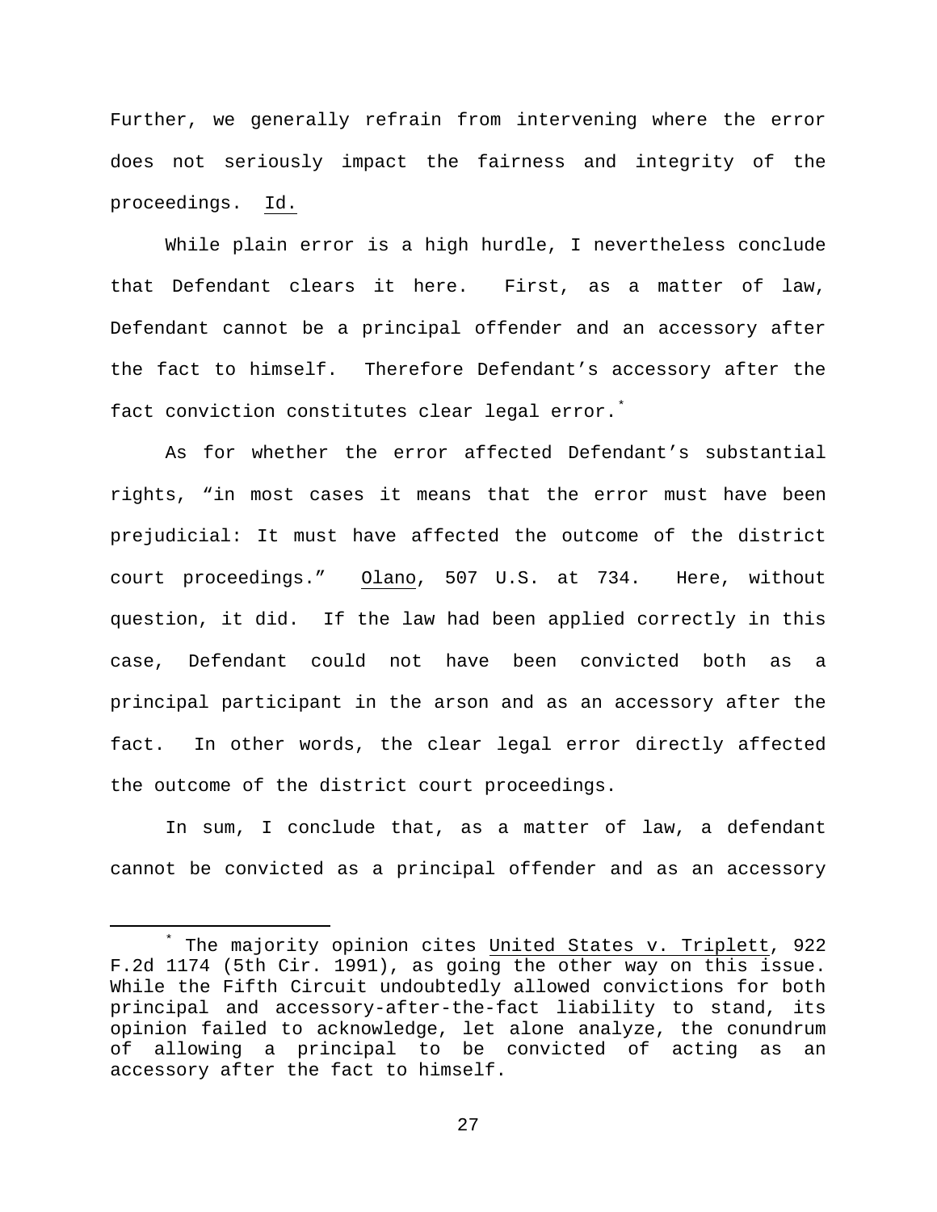Further, we generally refrain from intervening where the error does not seriously impact the fairness and integrity of the proceedings. Id.

While plain error is a high hurdle, I nevertheless conclude that Defendant clears it here. First, as a matter of law, Defendant cannot be a principal offender and an accessory after the fact to himself. Therefore Defendant's accessory after the fact conviction constitutes clear legal error.[*]

As for whether the error affected Defendant's substantial rights, "in most cases it means that the error must have been prejudicial: It must have affected the outcome of the district court proceedings." Olano, 507 U.S. at 734. Here, without question, it did. If the law had been applied correctly in this case, Defendant could not have been convicted both as a principal participant in the arson and as an accessory after the fact. In other words, the clear legal error directly affected the outcome of the district court proceedings.

In sum, I conclude that, as a matter of law, a defendant cannot be convicted as a principal offender and as an accessory

---

[*] The majority opinion cites United States v. Triplett, 922 F.2d 1174 (5th Cir. 1991), as going the other way on this issue. While the Fifth Circuit undoubtedly allowed convictions for both principal and accessory-after-the-fact liability to stand, its opinion failed to acknowledge, let alone analyze, the conundrum of allowing a principal to be convicted of acting as an accessory after the fact to himself.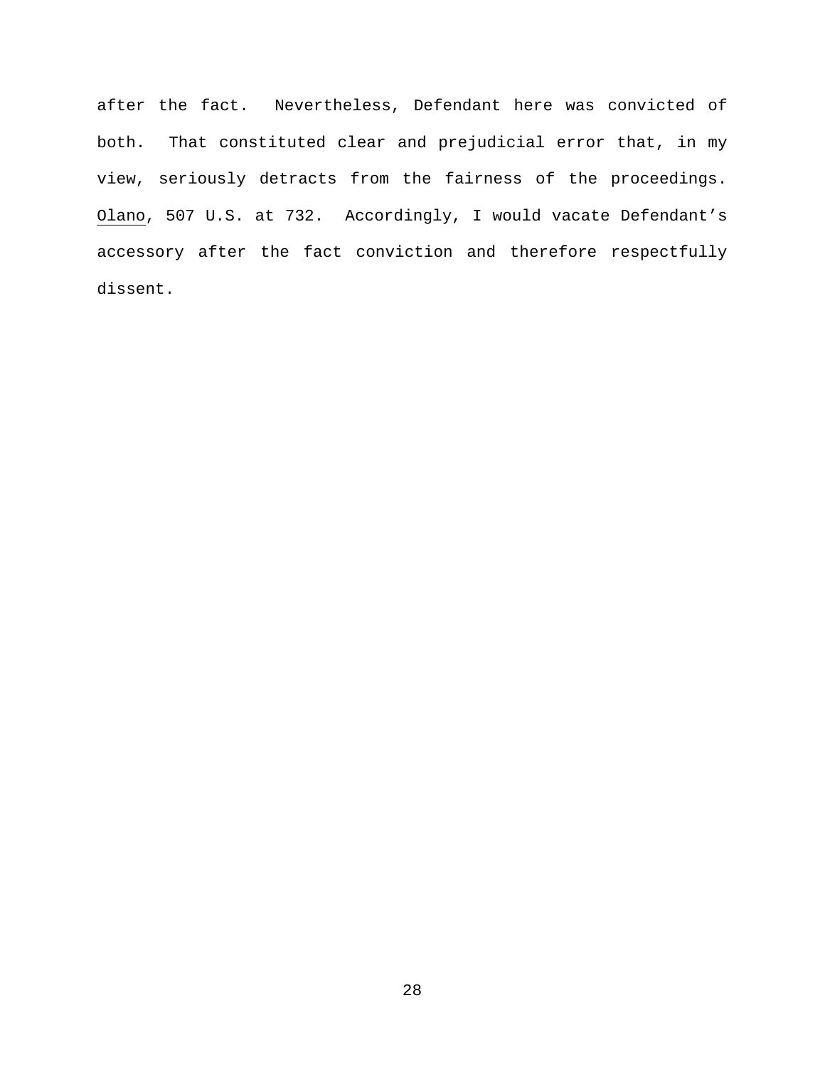after the fact. Nevertheless, Defendant here was convicted of both. That constituted clear and prejudicial error that, in my view, seriously detracts from the fairness of the proceedings. Olano, 507 U.S. at 732. Accordingly, I would vacate Defendant's accessory after the fact conviction and therefore respectfully dissent.